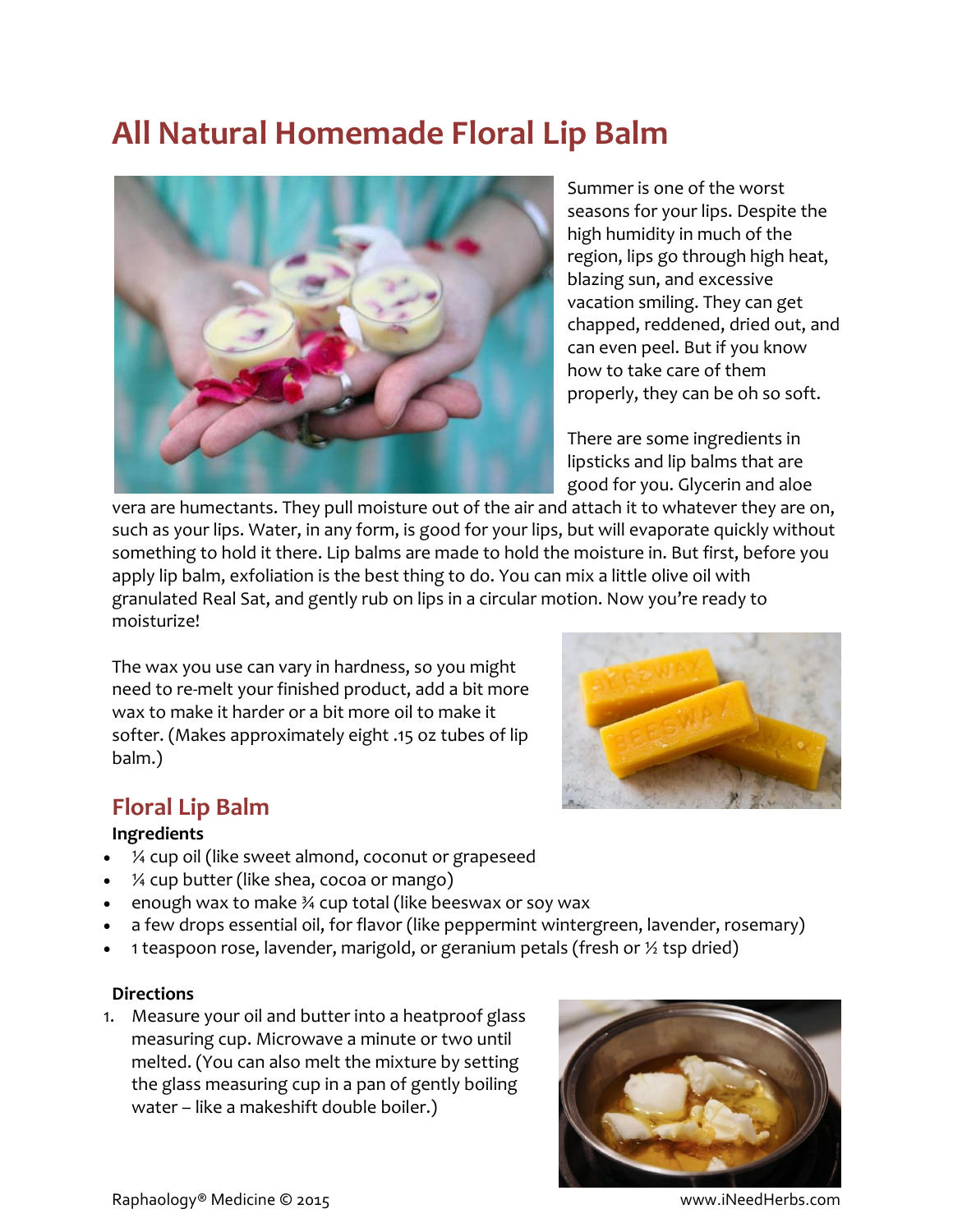# All Natural Homemade Floral Lip Balm

Summer is one of the worst seasons for your lips. Despite the high humidity in much of the region, lips go through high heat, blazing sun, and excessive vacation smiling. They can get chapped, reddened, dried out, and can even peel. But if you know how to take care of them properly, they can be oh so soft.

There are some ingredients in lipsticks and lip balms that are good for you. Glycerin and aloe vera are humectants. They pull moisture out of the air and attach it to whatever they are on, such as your lips. Water, in any form, is good for your lips, but will evaporate quickly without something to hold it there. Lip balms are made to hold the moisture in. But first, before you apply lip balm, exfoliation is the best thing to do. You can mix a little olive oil with granulated Real Sat, and gently rub on lips in a circular motion. Now you're ready to moisturize!

The wax you use can vary in hardness, so you might need to re-melt your finished product, add a bit more wax to make it harder or a bit more oil to make it softer. (Makes approximately eight .15 oz tubes of lip balm.)

## Floral Lip Balm

**Ingredients**

- ¼ cup oil (like sweet almond, coconut or grapeseed
- ¼ cup butter (like shea, cocoa or mango)
- enough wax to make ¾ cup total (like beeswax or soy wax
- a few drops essential oil, for flavor (like peppermint wintergreen, lavender, rosemary)
- 1 teaspoon rose, lavender, marigold, or geranium petals (fresh or ½ tsp dried)

**Directions**

1. Measure your oil and butter into a heatproof glass measuring cup. Microwave a minute or two until melted. (You can also melt the mixture by setting the glass measuring cup in a pan of gently boiling water – like a makeshift double boiler.)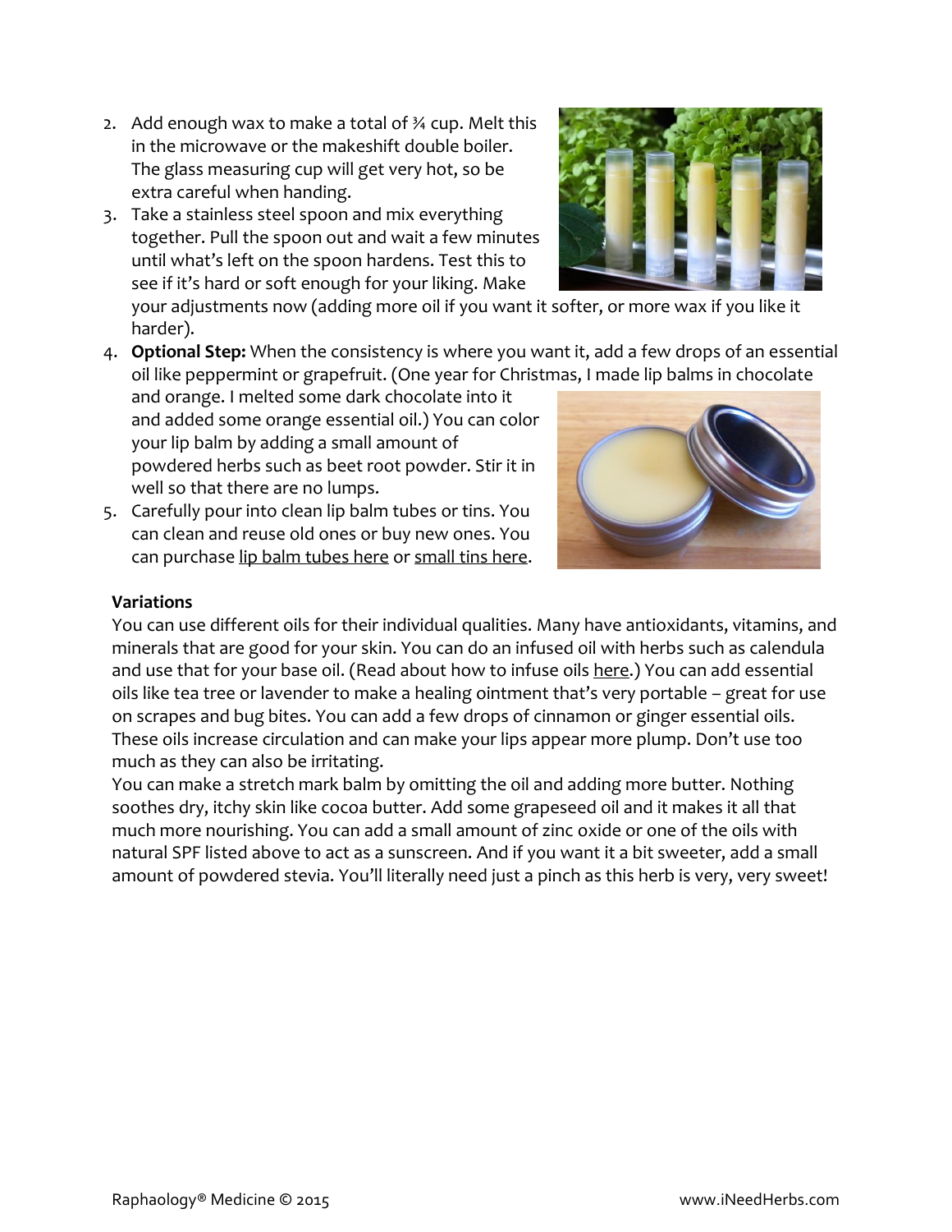2. Add enough wax to make a total of ¾ cup. Melt this in the microwave or the makeshift double boiler. The glass measuring cup will get very hot, so be extra careful when handing.
3. Take a stainless steel spoon and mix everything together. Pull the spoon out and wait a few minutes until what's left on the spoon hardens. Test this to see if it's hard or soft enough for your liking. Make your adjustments now (adding more oil if you want it softer, or more wax if you like it harder).
4. **Optional Step:** When the consistency is where you want it, add a few drops of an essential oil like peppermint or grapefruit. (One year for Christmas, I made lip balms in chocolate and orange. I melted some dark chocolate into it and added some orange essential oil.) You can color your lip balm by adding a small amount of powdered herbs such as beet root powder. Stir it in well so that there are no lumps.
5. Carefully pour into clean lip balm tubes or tins. You can clean and reuse old ones or buy new ones. You can purchase lip balm tubes here or small tins here.

**Variations**

You can use different oils for their individual qualities. Many have antioxidants, vitamins, and minerals that are good for your skin. You can do an infused oil with herbs such as calendula and use that for your base oil. (Read about how to infuse oils here.) You can add essential oils like tea tree or lavender to make a healing ointment that's very portable – great for use on scrapes and bug bites. You can add a few drops of cinnamon or ginger essential oils. These oils increase circulation and can make your lips appear more plump. Don't use too much as they can also be irritating.

You can make a stretch mark balm by omitting the oil and adding more butter. Nothing soothes dry, itchy skin like cocoa butter. Add some grapeseed oil and it makes it all that much more nourishing. You can add a small amount of zinc oxide or one of the oils with natural SPF listed above to act as a sunscreen. And if you want it a bit sweeter, add a small amount of powdered stevia. You'll literally need just a pinch as this herb is very, very sweet!